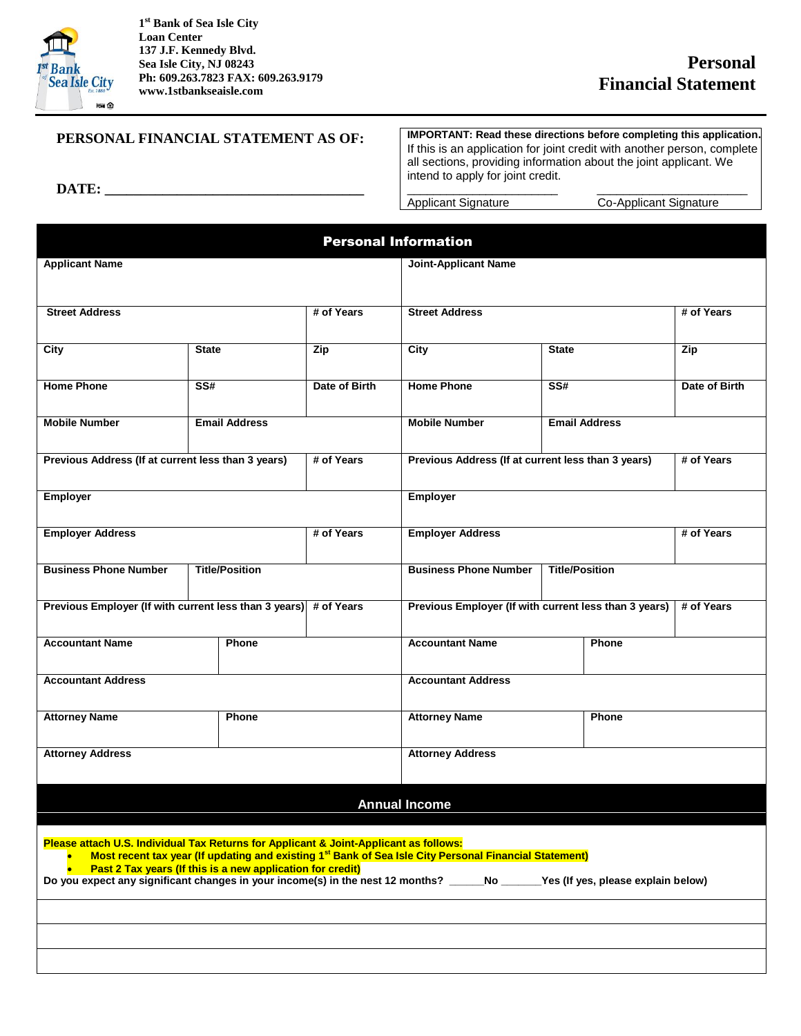1st Bank of Sea Isle City
Loan Center
137 J.F. Kennedy Blvd.
Sea Isle City, NJ 08243
Ph: 609.263.7823 FAX: 609.263.9179
www.1stbankseaisle.com

# Personal Financial Statement

**PERSONAL FINANCIAL STATEMENT AS OF:**

**DATE: ___________________________________**

**IMPORTANT: Read these directions before completing this application.** If this is an application for joint credit with another person, complete all sections, providing information about the joint applicant. We intend to apply for joint credit.

_____________________ Applicant Signature

_____________________ Co-Applicant Signature

## Personal Information

| Applicant Name | | | Joint-Applicant Name | | |
|---|---|---|---|---|---|
| **Street Address** | | **# of Years** | **Street Address** | | **# of Years** |
| **City** | **State** | **Zip** | **City** | **State** | **Zip** |
| **Home Phone** | **SS#** | **Date of Birth** | **Home Phone** | **SS#** | **Date of Birth** |
| **Mobile Number** | **Email Address** | | **Mobile Number** | **Email Address** | |
| **Previous Address (If at current less than 3 years)** | | **# of Years** | **Previous Address (If at current less than 3 years)** | | **# of Years** |
| **Employer** | | | **Employer** | | |
| **Employer Address** | | **# of Years** | **Employer Address** | | **# of Years** |
| **Business Phone Number** | **Title/Position** | | **Business Phone Number** | **Title/Position** | |
| **Previous Employer (If with current less than 3 years)** | | **# of Years** | **Previous Employer (If with current less than 3 years)** | | **# of Years** |
| **Accountant Name** | **Phone** | | **Accountant Name** | **Phone** | |
| **Accountant Address** | | | **Accountant Address** | | |
| **Attorney Name** | **Phone** | | **Attorney Name** | **Phone** | |
| **Attorney Address** | | | **Attorney Address** | | |

## Annual Income

**Please attach U.S. Individual Tax Returns for Applicant & Joint-Applicant as follows:**

- **Most recent tax year (If updating and existing 1st Bank of Sea Isle City Personal Financial Statement)**
- **Past 2 Tax years (If this is a new application for credit)**

**Do you expect any significant changes in your income(s) in the nest 12 months? _____No ______Yes (If yes, please explain below)**

___________________________________

___________________________________

___________________________________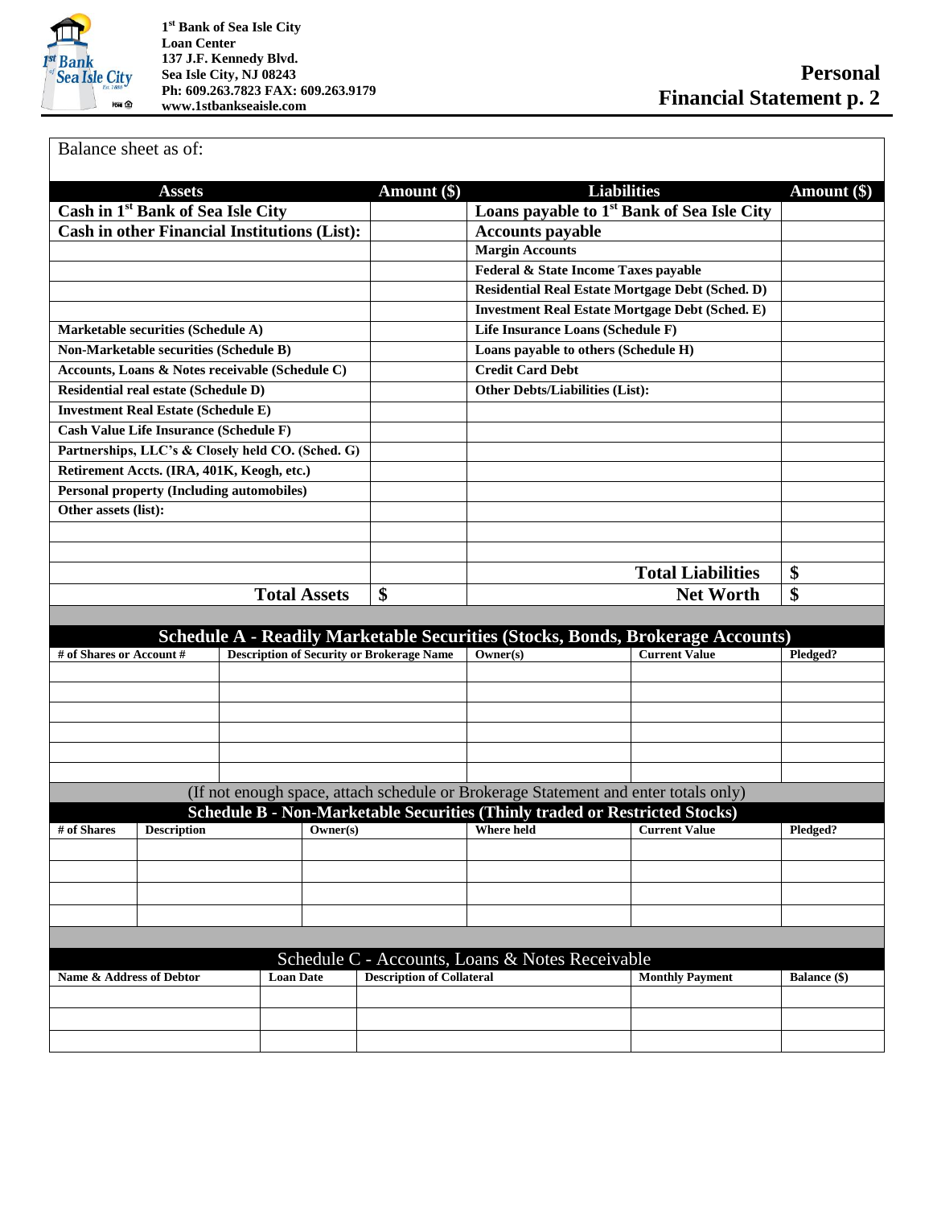1st Bank of Sea Isle City
Loan Center
137 J.F. Kennedy Blvd.
Sea Isle City, NJ 08243
Ph: 609.263.7823 FAX: 609.263.9179
www.1stbankseaisle.com

# Personal Financial Statement p. 2

Balance sheet as of:

| Assets | Amount ($) | Liabilities | Amount ($) |
|---|---|---|---|
| **Cash in 1st Bank of Sea Isle City** | | **Loans payable to 1st Bank of Sea Isle City** | |
| **Cash in other Financial Institutions (List):** | | **Accounts payable** | |
| | | **Margin Accounts** | |
| | | **Federal & State Income Taxes payable** | |
| | | **Residential Real Estate Mortgage Debt (Sched. D)** | |
| | | **Investment Real Estate Mortgage Debt (Sched. E)** | |
| **Marketable securities (Schedule A)** | | **Life Insurance Loans (Schedule F)** | |
| **Non-Marketable securities (Schedule B)** | | **Loans payable to others (Schedule H)** | |
| **Accounts, Loans & Notes receivable (Schedule C)** | | **Credit Card Debt** | |
| **Residential real estate (Schedule D)** | | **Other Debts/Liabilities (List):** | |
| **Investment Real Estate (Schedule E)** | | | |
| **Cash Value Life Insurance (Schedule F)** | | | |
| **Partnerships, LLC's & Closely held CO. (Sched. G)** | | | |
| **Retirement Accts. (IRA, 401K, Keogh, etc.)** | | | |
| **Personal property (Including automobiles)** | | | |
| **Other assets (list):** | | | |
| | | | |
| | | | |
| | | **Total Liabilities** | **$** |
| **Total Assets** | **$** | **Net Worth** | **$** |

## Schedule A - Readily Marketable Securities (Stocks, Bonds, Brokerage Accounts)

| # of Shares or Account # | Description of Security or Brokerage Name | Owner(s) | Current Value | Pledged? |
|---|---|---|---|---|
| | | | | |
| | | | | |
| | | | | |
| | | | | |
| | | | | |
| | | | | |

(If not enough space, attach schedule or Brokerage Statement and enter totals only)

## Schedule B - Non-Marketable Securities (Thinly traded or Restricted Stocks)

| # of Shares | Description | Owner(s) | Where held | Current Value | Pledged? |
|---|---|---|---|---|---|
| | | | | | |
| | | | | | |
| | | | | | |
| | | | | | |

## Schedule C - Accounts, Loans & Notes Receivable

| Name & Address of Debtor | Loan Date | Description of Collateral | Monthly Payment | Balance ($) |
|---|---|---|---|---|
| | | | | |
| | | | | |
| | | | | |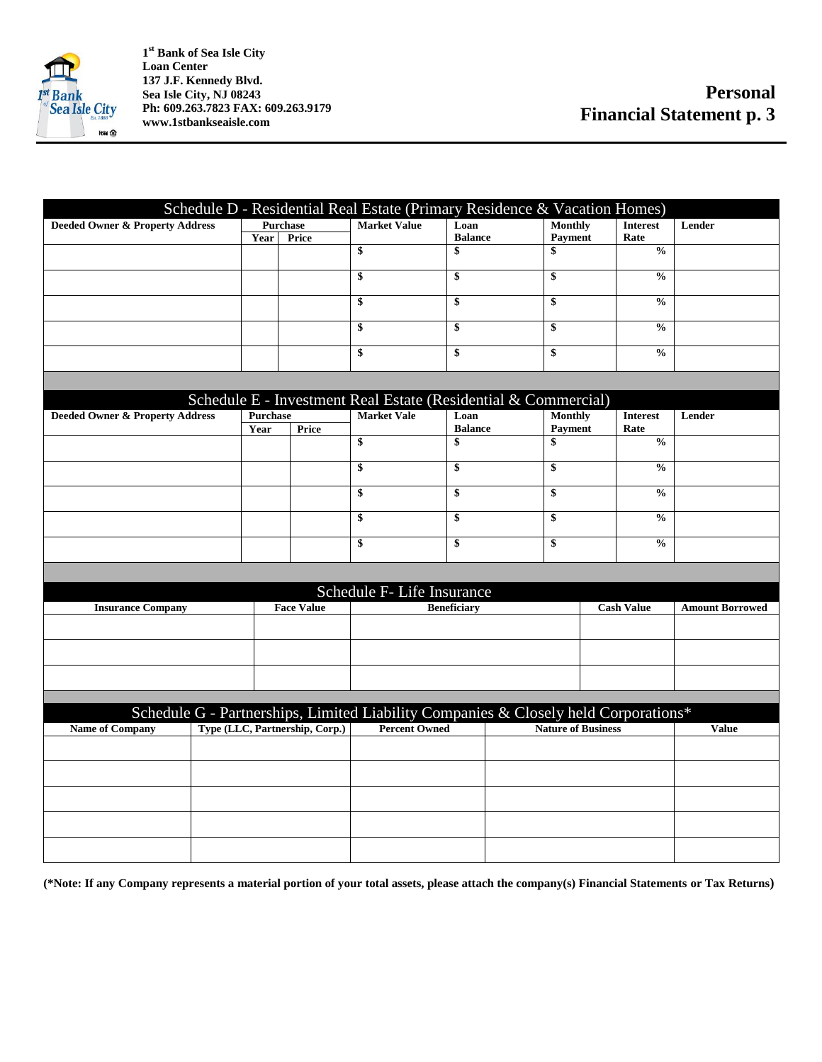1[st] Bank of Sea Isle City
Loan Center
137 J.F. Kennedy Blvd.
Sea Isle City, NJ 08243
Ph: 609.263.7823 FAX: 609.263.9179
www.1stbankseaisle.com

# Personal Financial Statement p. 3

## Schedule D - Residential Real Estate (Primary Residence & Vacation Homes)

| Deeded Owner & Property Address | Purchase | | Market Value | Loan Balance | Monthly Payment | Interest Rate | Lender |
|---|---|---|---|---|---|---|---|
| | Year | Price | | | | | |
| | | | $ | $ | $ | % | |
| | | | $ | $ | $ | % | |
| | | | $ | $ | $ | % | |
| | | | $ | $ | $ | % | |
| | | | $ | $ | $ | % | |

## Schedule E - Investment Real Estate (Residential & Commercial)

| Deeded Owner & Property Address | Purchase | | Market Vale | Loan Balance | Monthly Payment | Interest Rate | Lender |
|---|---|---|---|---|---|---|---|
| | Year | Price | | | | | |
| | | | $ | $ | $ | % | |
| | | | $ | $ | $ | % | |
| | | | $ | $ | $ | % | |
| | | | $ | $ | $ | % | |
| | | | $ | $ | $ | % | |

## Schedule F- Life Insurance

| Insurance Company | Face Value | Beneficiary | Cash Value | Amount Borrowed |
|---|---|---|---|---|
| | | | | |
| | | | | |
| | | | | |

## Schedule G - Partnerships, Limited Liability Companies & Closely held Corporations*

| Name of Company | Type (LLC, Partnership, Corp.) | Percent Owned | Nature of Business | Value |
|---|---|---|---|---|
| | | | | |
| | | | | |
| | | | | |
| | | | | |
| | | | | |

**(*Note: If any Company represents a material portion of your total assets, please attach the company(s) Financial Statements or Tax Returns)**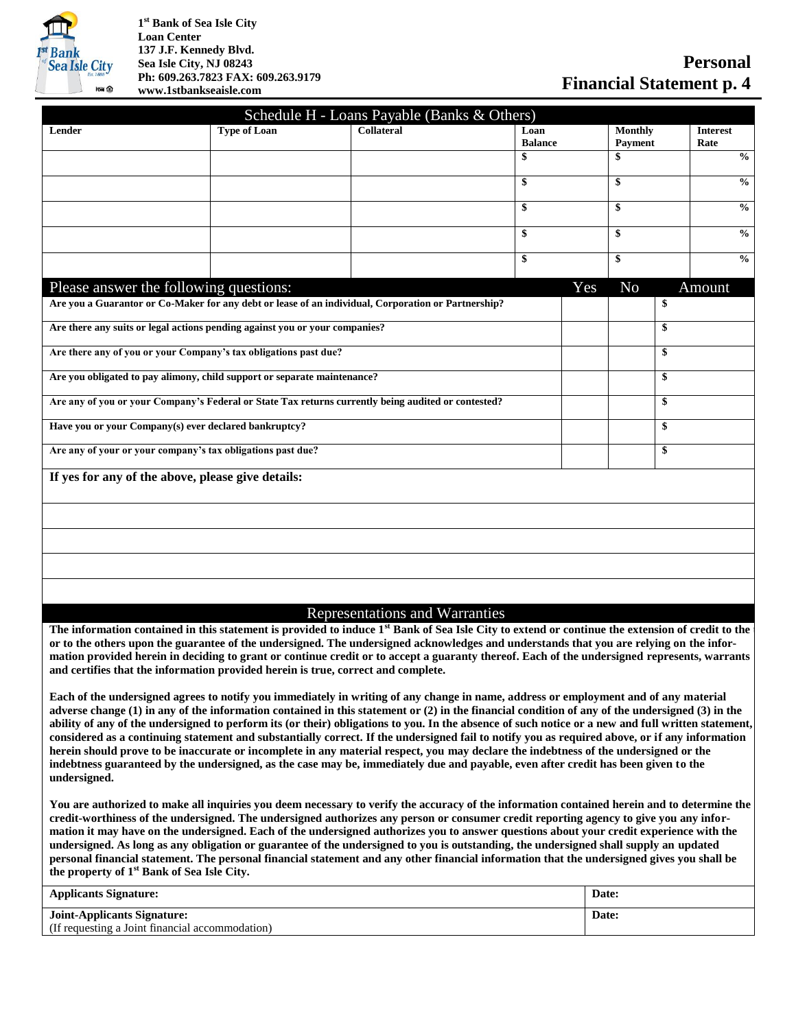1[st] Bank of Sea Isle City
Loan Center
137 J.F. Kennedy Blvd.
Sea Isle City, NJ 08243
Ph: 609.263.7823 FAX: 609.263.9179
www.1stbankseaisle.com

# Personal Financial Statement p. 4

## Schedule H - Loans Payable (Banks & Others)

| Lender | Type of Loan | Collateral | Loan Balance | Monthly Payment | Interest Rate |
|---|---|---|---|---|---|
| | | | $ | $ | % |
| | | | $ | $ | % |
| | | | $ | $ | % |
| | | | $ | $ | % |
| | | | $ | $ | % |

## Please answer the following questions:

| Please answer the following questions: | Yes | No | Amount |
|---|---|---|---|
| Are you a Guarantor or Co-Maker for any debt or lease of an individual, Corporation or Partnership? | | | $ |
| Are there any suits or legal actions pending against you or your companies? | | | $ |
| Are there any of you or your Company's tax obligations past due? | | | $ |
| Are you obligated to pay alimony, child support or separate maintenance? | | | $ |
| Are any of you or your Company's Federal or State Tax returns currently being audited or contested? | | | $ |
| Have you or your Company(s) ever declared bankruptcy? | | | $ |
| Are any of your or your company's tax obligations past due? | | | $ |

**If yes for any of the above, please give details:**

## Representations and Warranties

**The information contained in this statement is provided to induce 1[st] Bank of Sea Isle City to extend or continue the extension of credit to the or to the others upon the guarantee of the undersigned. The undersigned acknowledges and understands that you are relying on the information provided herein in deciding to grant or continue credit or to accept a guaranty thereof. Each of the undersigned represents, warrants and certifies that the information provided herein is true, correct and complete.**

**Each of the undersigned agrees to notify you immediately in writing of any change in name, address or employment and of any material adverse change (1) in any of the information contained in this statement or (2) in the financial condition of any of the undersigned (3) in the ability of any of the undersigned to perform its (or their) obligations to you. In the absence of such notice or a new and full written statement, considered as a continuing statement and substantially correct. If the undersigned fail to notify you as required above, or if any information herein should prove to be inaccurate or incomplete in any material respect, you may declare the indebtness of the undersigned or the indebtness guaranteed by the undersigned, as the case may be, immediately due and payable, even after credit has been given to the undersigned.**

**You are authorized to make all inquiries you deem necessary to verify the accuracy of the information contained herein and to determine the credit-worthiness of the undersigned. The undersigned authorizes any person or consumer credit reporting agency to give you any information it may have on the undersigned. Each of the undersigned authorizes you to answer questions about your credit experience with the undersigned. As long as any obligation or guarantee of the undersigned to you is outstanding, the undersigned shall supply an updated personal financial statement. The personal financial statement and any other financial information that the undersigned gives you shall be the property of 1[st] Bank of Sea Isle City.**

| | |
|---|---|
| **Applicants Signature:** | **Date:** |
| **Joint-Applicants Signature:** (If requesting a Joint financial accommodation) | **Date:** |